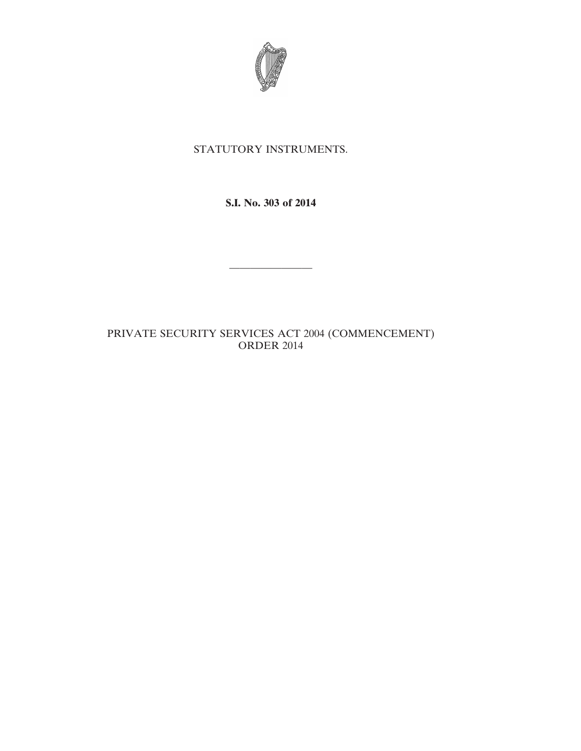STATUTORY INSTRUMENTS.

**S.I. No. 303 of 2014**

---

PRIVATE SECURITY SERVICES ACT 2004 (COMMENCEMENT) ORDER 2014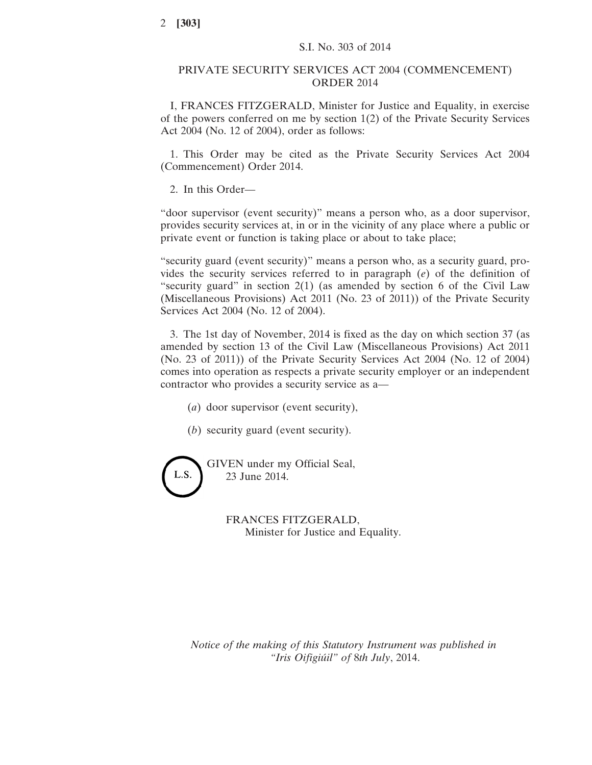S.I. No. 303 of 2014

## PRIVATE SECURITY SERVICES ACT 2004 (COMMENCEMENT) ORDER 2014

I, FRANCES FITZGERALD, Minister for Justice and Equality, in exercise of the powers conferred on me by section 1(2) of the Private Security Services Act 2004 (No. 12 of 2004), order as follows:

1. This Order may be cited as the Private Security Services Act 2004 (Commencement) Order 2014.

2. In this Order—

"door supervisor (event security)" means a person who, as a door supervisor, provides security services at, in or in the vicinity of any place where a public or private event or function is taking place or about to take place;

"security guard (event security)" means a person who, as a security guard, provides the security services referred to in paragraph (*e*) of the definition of "security guard" in section 2(1) (as amended by section 6 of the Civil Law (Miscellaneous Provisions) Act 2011 (No. 23 of 2011)) of the Private Security Services Act 2004 (No. 12 of 2004).

3. The 1st day of November, 2014 is fixed as the day on which section 37 (as amended by section 13 of the Civil Law (Miscellaneous Provisions) Act 2011 (No. 23 of 2011)) of the Private Security Services Act 2004 (No. 12 of 2004) comes into operation as respects a private security employer or an independent contractor who provides a security service as a—

(*a*) door supervisor (event security),

(*b*) security guard (event security).

L.S.

GIVEN under my Official Seal,
23 June 2014.

FRANCES FITZGERALD,
Minister for Justice and Equality.

*Notice of the making of this Statutory Instrument was published in "Iris Oifigiúil" of 8th July, 2014.*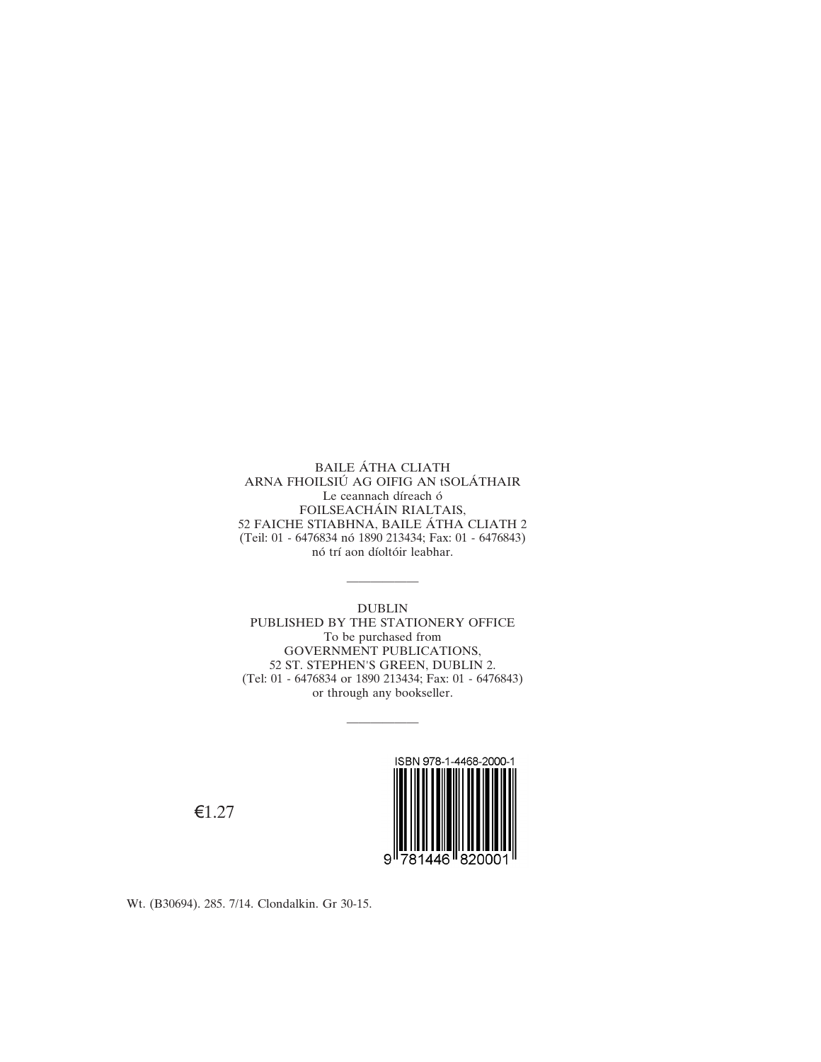BAILE ÁTHA CLIATH
ARNA FHOILSIÚ AG OIFIG AN tSOLÁTHAIR
Le ceannach díreach ó
FOILSEACHÁIN RIALTAIS,
52 FAICHE STIABHNA, BAILE ÁTHA CLIATH 2
(Teil: 01 - 6476834 nó 1890 213434; Fax: 01 - 6476843)
nó trí aon díoltóir leabhar.

---

DUBLIN
PUBLISHED BY THE STATIONERY OFFICE
To be purchased from
GOVERNMENT PUBLICATIONS,
52 ST. STEPHEN'S GREEN, DUBLIN 2.
(Tel: 01 - 6476834 or 1890 213434; Fax: 01 - 6476843)
or through any bookseller.

---

€1.27

ISBN 978-1-4468-2000-1

9 781446 820001

Wt. (B30694). 285. 7/14. Clondalkin. Gr 30-15.